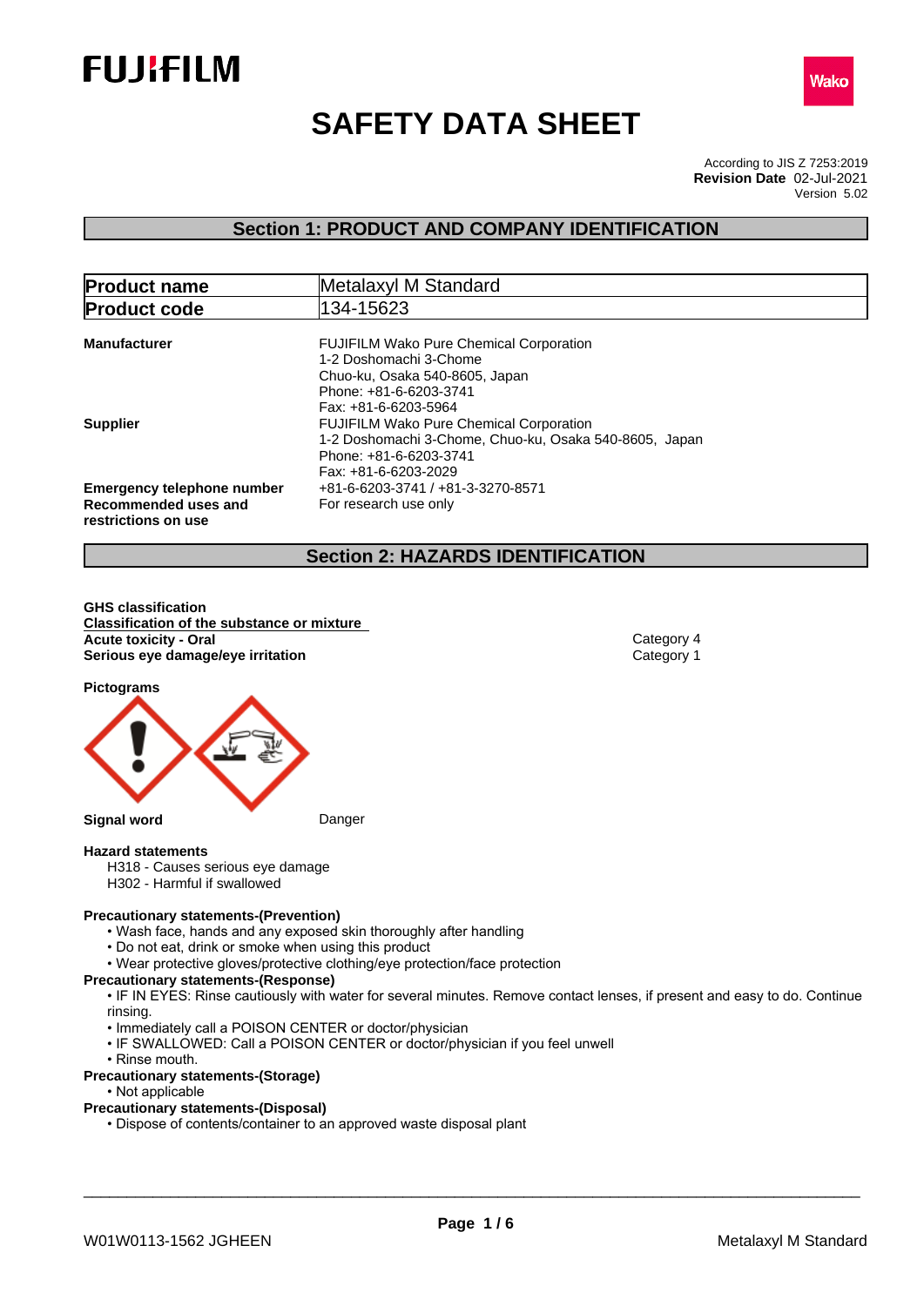# SAFETY DATA SHEET

According to JIS Z 7253:2019
**Revision Date** 02-Jul-2021
Version 5.02

## Section 1: PRODUCT AND COMPANY IDENTIFICATION

| **Product name** | Metalaxyl M Standard |
|---|---|
| **Product code** | 134-15623 |

**Manufacturer**
FUJIFILM Wako Pure Chemical Corporation
1-2 Doshomachi 3-Chome
Chuo-ku, Osaka 540-8605, Japan
Phone: +81-6-6203-3741
Fax: +81-6-6203-5964

**Supplier**
FUJIFILM Wako Pure Chemical Corporation
1-2 Doshomachi 3-Chome, Chuo-ku, Osaka 540-8605, Japan
Phone: +81-6-6203-3741
Fax: +81-6-6203-2029

**Emergency telephone number** +81-6-6203-3741 / +81-3-3270-8571

**Recommended uses and restrictions on use** For research use only

## Section 2: HAZARDS IDENTIFICATION

**GHS classification**

**Classification of the substance or mixture**

| | |
|---|---|
| **Acute toxicity - Oral** | Category 4 |
| **Serious eye damage/eye irritation** | Category 1 |

**Pictograms**

**Signal word** Danger

**Hazard statements**

H318 - Causes serious eye damage
H302 - Harmful if swallowed

**Precautionary statements-(Prevention)**

- Wash face, hands and any exposed skin thoroughly after handling
- Do not eat, drink or smoke when using this product
- Wear protective gloves/protective clothing/eye protection/face protection

**Precautionary statements-(Response)**

- IF IN EYES: Rinse cautiously with water for several minutes. Remove contact lenses, if present and easy to do. Continue rinsing.
- Immediately call a POISON CENTER or doctor/physician
- IF SWALLOWED: Call a POISON CENTER or doctor/physician if you feel unwell
- Rinse mouth.

**Precautionary statements-(Storage)**

- Not applicable

**Precautionary statements-(Disposal)**

- Dispose of contents/container to an approved waste disposal plant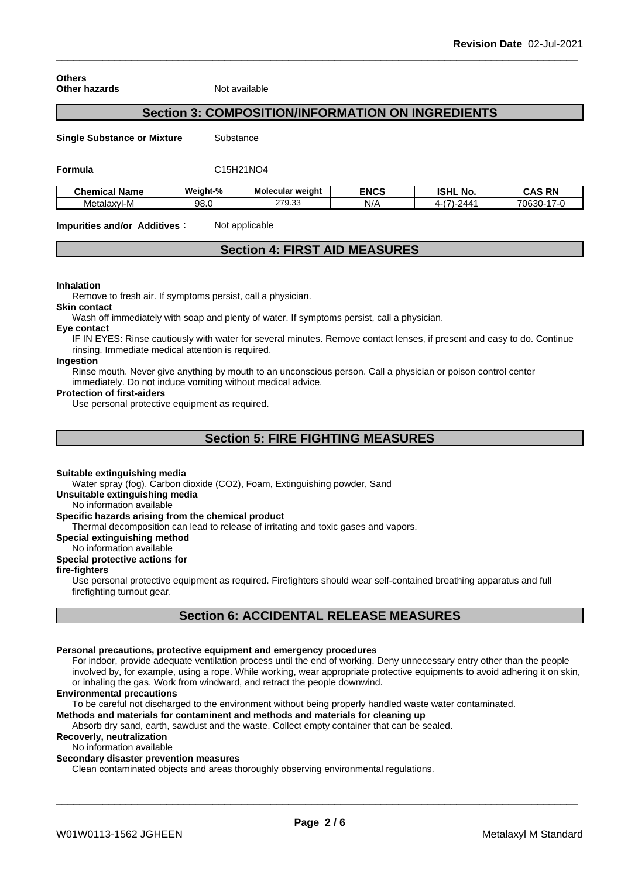**Others**

**Other hazards** Not available

## Section 3: COMPOSITION/INFORMATION ON INGREDIENTS

**Single Substance or Mixture** Substance

**Formula** $C_{15}H_{21}NO_4$

| Chemical Name | Weight-% | Molecular weight | ENCS | ISHL No. | CAS RN |
|---|---|---|---|---|---|
| Metalaxyl-M | 98.0 | 279.33 | N/A | 4-(7)-2441 | 70630-17-0 |

**Impurities and/or Additives**： Not applicable

## Section 4: FIRST AID MEASURES

**Inhalation**

Remove to fresh air. If symptoms persist, call a physician.

**Skin contact**

Wash off immediately with soap and plenty of water. If symptoms persist, call a physician.

**Eye contact**

IF IN EYES: Rinse cautiously with water for several minutes. Remove contact lenses, if present and easy to do. Continue rinsing. Immediate medical attention is required.

**Ingestion**

Rinse mouth. Never give anything by mouth to an unconscious person. Call a physician or poison control center immediately. Do not induce vomiting without medical advice.

**Protection of first-aiders**

Use personal protective equipment as required.

## Section 5: FIRE FIGHTING MEASURES

**Suitable extinguishing media**

Water spray (fog), Carbon dioxide ($CO_2$), Foam, Extinguishing powder, Sand

**Unsuitable extinguishing media**

No information available

**Specific hazards arising from the chemical product**

Thermal decomposition can lead to release of irritating and toxic gases and vapors.

**Special extinguishing method**

No information available

**Special protective actions for fire-fighters**

Use personal protective equipment as required. Firefighters should wear self-contained breathing apparatus and full firefighting turnout gear.

## Section 6: ACCIDENTAL RELEASE MEASURES

**Personal precautions, protective equipment and emergency procedures**

For indoor, provide adequate ventilation process until the end of working. Deny unnecessary entry other than the people involved by, for example, using a rope. While working, wear appropriate protective equipments to avoid adhering it on skin, or inhaling the gas. Work from windward, and retract the people downwind.

**Environmental precautions**

To be careful not discharged to the environment without being properly handled waste water contaminated.

**Methods and materials for contaminent and methods and materials for cleaning up**

Absorb dry sand, earth, sawdust and the waste. Collect empty container that can be sealed.

**Recoverly, neutralization**

No information available

**Secondary disaster prevention measures**

Clean contaminated objects and areas thoroughly observing environmental regulations.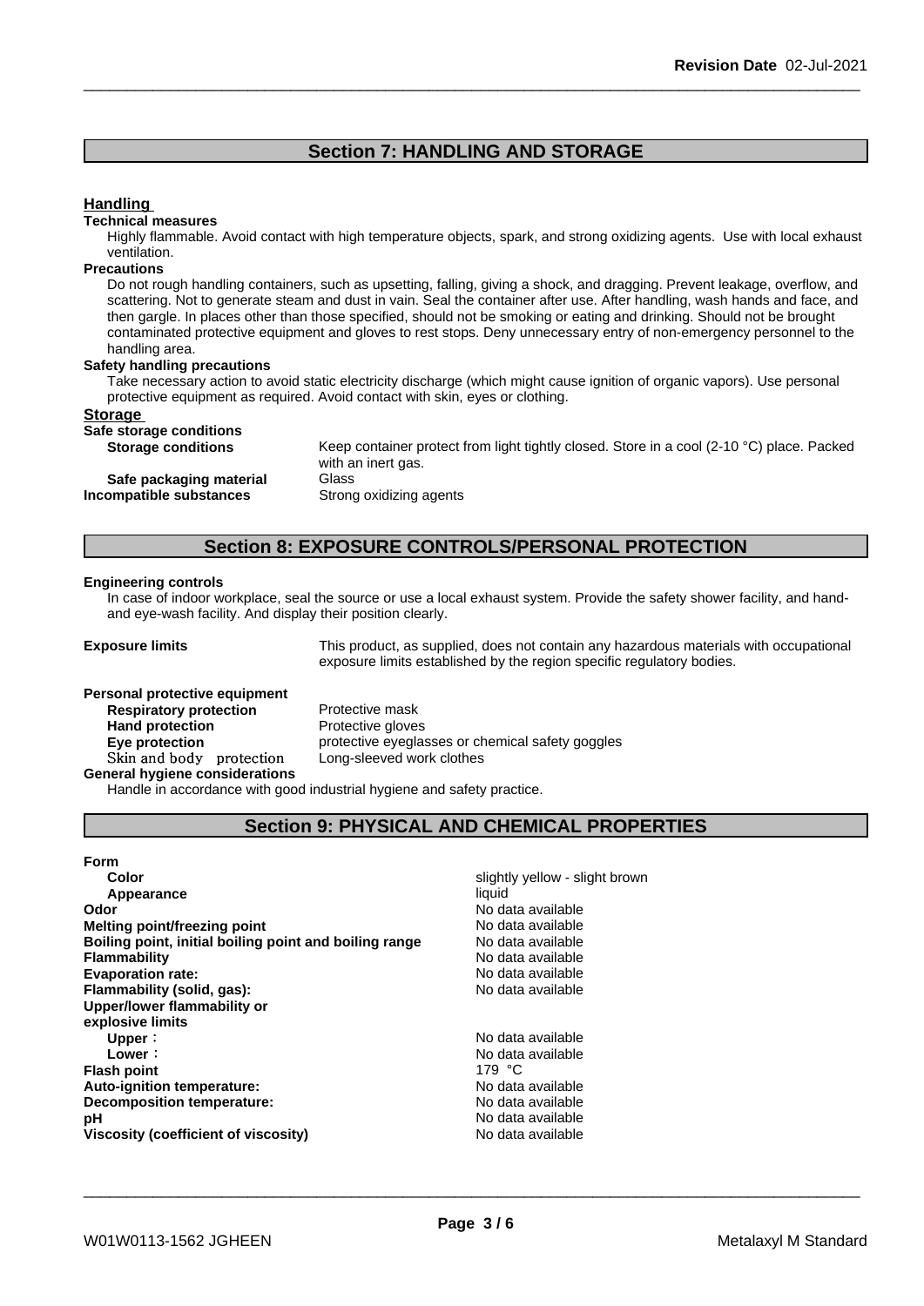## Section 7: HANDLING AND STORAGE

### Handling

**Technical measures**

Highly flammable. Avoid contact with high temperature objects, spark, and strong oxidizing agents. Use with local exhaust ventilation.

**Precautions**

Do not rough handling containers, such as upsetting, falling, giving a shock, and dragging. Prevent leakage, overflow, and scattering. Not to generate steam and dust in vain. Seal the container after use. After handling, wash hands and face, and then gargle. In places other than those specified, should not be smoking or eating and drinking. Should not be brought contaminated protective equipment and gloves to rest stops. Deny unnecessary entry of non-emergency personnel to the handling area.

**Safety handling precautions**

Take necessary action to avoid static electricity discharge (which might cause ignition of organic vapors). Use personal protective equipment as required. Avoid contact with skin, eyes or clothing.

### Storage

**Safe storage conditions**

| | |
|---|---|
| **Storage conditions** | Keep container protect from light tightly closed. Store in a cool (2-10 °C) place. Packed with an inert gas. |
| **Safe packaging material** | Glass |
| **Incompatible substances** | Strong oxidizing agents |

## Section 8: EXPOSURE CONTROLS/PERSONAL PROTECTION

**Engineering controls**

In case of indoor workplace, seal the source or use a local exhaust system. Provide the safety shower facility, and hand- and eye-wash facility. And display their position clearly.

**Exposure limits** This product, as supplied, does not contain any hazardous materials with occupational exposure limits established by the region specific regulatory bodies.

**Personal protective equipment**

| | |
|---|---|
| **Respiratory protection** | Protective mask |
| **Hand protection** | Protective gloves |
| **Eye protection** | protective eyeglasses or chemical safety goggles |
| Skin and body protection | Long-sleeved work clothes |

**General hygiene considerations**

Handle in accordance with good industrial hygiene and safety practice.

## Section 9: PHYSICAL AND CHEMICAL PROPERTIES

| | |
|---|---|
| **Form** | |
| **Color** | slightly yellow - slight brown |
| **Appearance** | liquid |
| **Odor** | No data available |
| **Melting point/freezing point** | No data available |
| **Boiling point, initial boiling point and boiling range** | No data available |
| **Flammability** | No data available |
| **Evaporation rate:** | No data available |
| **Flammability (solid, gas):** | No data available |
| **Upper/lower flammability or explosive limits** | |
| **Upper**： | No data available |
| **Lower**： | No data available |
| **Flash point** | 179 °C |
| **Auto-ignition temperature:** | No data available |
| **Decomposition temperature:** | No data available |
| **pH** | No data available |
| **Viscosity (coefficient of viscosity)** | No data available |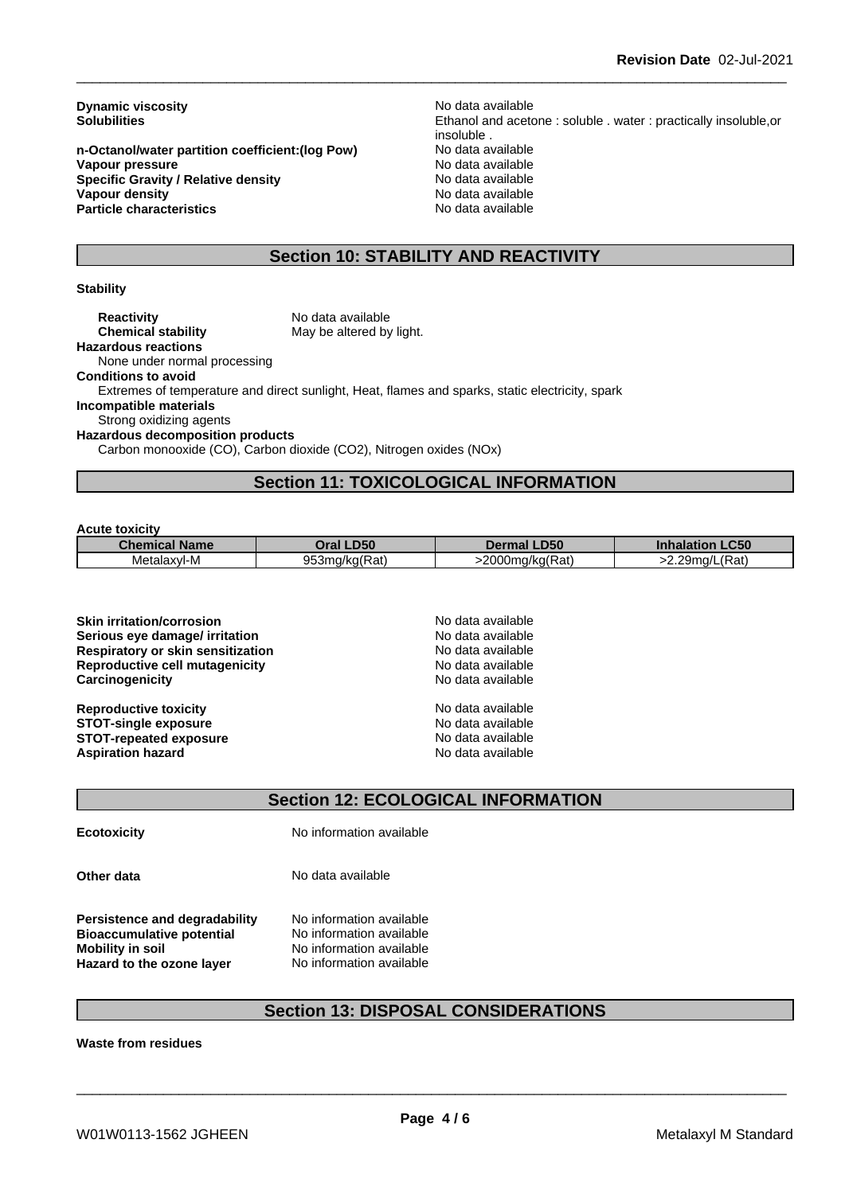**Dynamic viscosity** No data available

**Solubilities** Ethanol and acetone : soluble . water : practically insoluble,or insoluble .

**n-Octanol/water partition coefficient:(log Pow)** No data available

**Vapour pressure** No data available

**Specific Gravity / Relative density** No data available

**Vapour density** No data available

**Particle characteristics** No data available

## Section 10: STABILITY AND REACTIVITY

**Stability**

**Reactivity** No data available

**Chemical stability** May be altered by light.

**Hazardous reactions**

None under normal processing

**Conditions to avoid**

Extremes of temperature and direct sunlight, Heat, flames and sparks, static electricity, spark

**Incompatible materials**

Strong oxidizing agents

**Hazardous decomposition products**

Carbon monooxide (CO), Carbon dioxide ($CO_2$), Nitrogen oxides (NOx)

## Section 11: TOXICOLOGICAL INFORMATION

**Acute toxicity**

| Chemical Name | Oral LD50 | Dermal LD50 | Inhalation LC50 |
|---|---|---|---|
| Metalaxyl-M | 953mg/kg(Rat) | >2000mg/kg(Rat) | >2.29mg/L(Rat) |

**Skin irritation/corrosion** No data available

**Serious eye damage/ irritation** No data available

**Respiratory or skin sensitization** No data available

**Reproductive cell mutagenicity** No data available

**Carcinogenicity** No data available

**Reproductive toxicity** No data available

**STOT-single exposure** No data available

**STOT-repeated exposure** No data available

**Aspiration hazard** No data available

## Section 12: ECOLOGICAL INFORMATION

**Ecotoxicity** No information available

**Other data** No data available

**Persistence and degradability** No information available

**Bioaccumulative potential** No information available

**Mobility in soil** No information available

**Hazard to the ozone layer** No information available

## Section 13: DISPOSAL CONSIDERATIONS

**Waste from residues**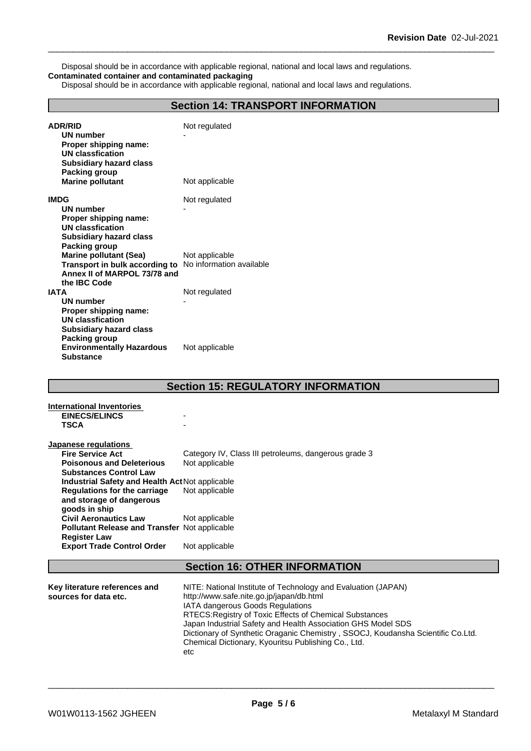Disposal should be in accordance with applicable regional, national and local laws and regulations.

**Contaminated container and contaminated packaging**

Disposal should be in accordance with applicable regional, national and local laws and regulations.

## Section 14: TRANSPORT INFORMATION

| | |
|---|---|
| **ADR/RID** | Not regulated |
| **UN number** | - |
| **Proper shipping name:** | |
| **UN classfication** | |
| **Subsidiary hazard class** | |
| **Packing group** | |
| **Marine pollutant** | Not applicable |
| **IMDG** | Not regulated |
| **UN number** | - |
| **Proper shipping name:** | |
| **UN classfication** | |
| **Subsidiary hazard class** | |
| **Packing group** | |
| **Marine pollutant (Sea)** | Not applicable |
| **Transport in bulk according to Annex II of MARPOL 73/78 and the IBC Code** | No information available |
| **IATA** | Not regulated |
| **UN number** | - |
| **Proper shipping name:** | |
| **UN classfication** | |
| **Subsidiary hazard class** | |
| **Packing group** | |
| **Environmentally Hazardous Substance** | Not applicable |

## Section 15: REGULATORY INFORMATION

**International Inventories**

| | |
|---|---|
| **EINECS/ELINCS** | - |
| **TSCA** | - |

**Japanese regulations**

| | |
|---|---|
| **Fire Service Act** | Category IV, Class III petroleums, dangerous grade 3 |
| **Poisonous and Deleterious Substances Control Law** | Not applicable |
| **Industrial Safety and Health Act** | Not applicable |
| **Regulations for the carriage and storage of dangerous goods in ship** | Not applicable |
| **Civil Aeronautics Law** | Not applicable |
| **Pollutant Release and Transfer Register Law** | Not applicable |
| **Export Trade Control Order** | Not applicable |

## Section 16: OTHER INFORMATION

**Key literature references and sources for data etc.**

NITE: National Institute of Technology and Evaluation (JAPAN)
http://www.safe.nite.go.jp/japan/db.html
IATA dangerous Goods Regulations
RTECS:Registry of Toxic Effects of Chemical Substances
Japan Industrial Safety and Health Association GHS Model SDS
Dictionary of Synthetic Oraganic Chemistry , SSOCJ, Koudansha Scientific Co.Ltd.
Chemical Dictionary, Kyouritsu Publishing Co., Ltd.
etc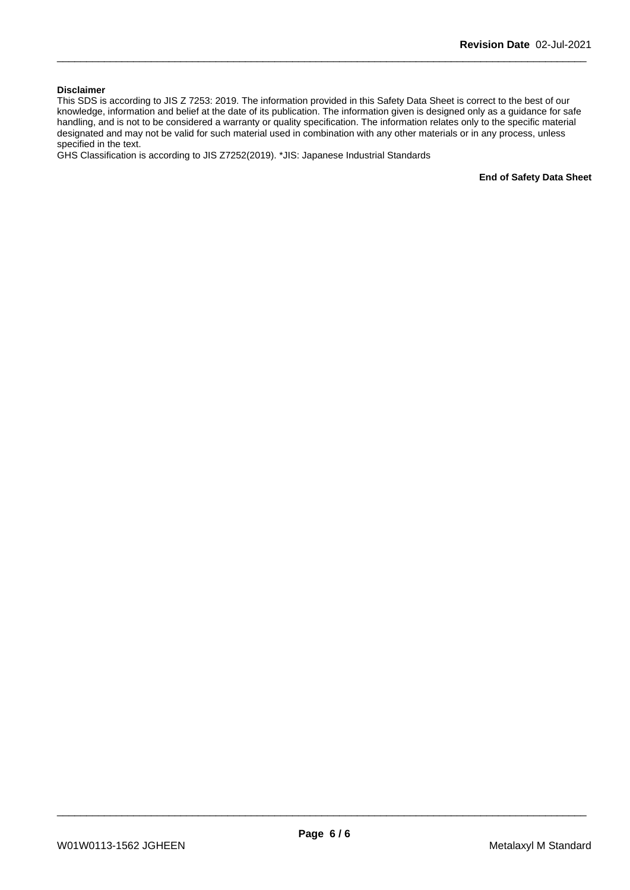**Disclaimer**

This SDS is according to JIS Z 7253: 2019. The information provided in this Safety Data Sheet is correct to the best of our knowledge, information and belief at the date of its publication. The information given is designed only as a guidance for safe handling, and is not to be considered a warranty or quality specification. The information relates only to the specific material designated and may not be valid for such material used in combination with any other materials or in any process, unless specified in the text.

GHS Classification is according to JIS Z7252(2019). *JIS: Japanese Industrial Standards

**End of Safety Data Sheet**